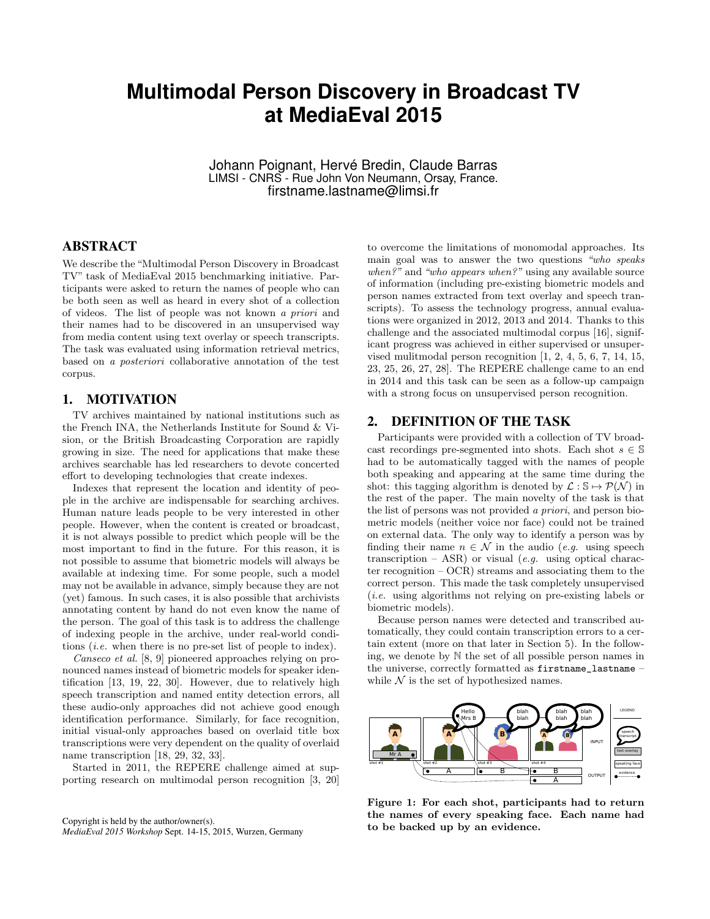# Multimodal Person Discovery in Broadcast TV at MediaEval 2015

Johann Poignant, Hervé Bredin, Claude Barras
LIMSI - CNRS - Rue John Von Neumann, Orsay, France.
firstname.lastname@limsi.fr

## ABSTRACT

We describe the "Multimodal Person Discovery in Broadcast TV" task of MediaEval 2015 benchmarking initiative. Participants were asked to return the names of people who can be both seen as well as heard in every shot of a collection of videos. The list of people was not known *a priori* and their names had to be discovered in an unsupervised way from media content using text overlay or speech transcripts. The task was evaluated using information retrieval metrics, based on *a posteriori* collaborative annotation of the test corpus.

## 1. MOTIVATION

TV archives maintained by national institutions such as the French INA, the Netherlands Institute for Sound & Vision, or the British Broadcasting Corporation are rapidly growing in size. The need for applications that make these archives searchable has led researchers to devote concerted effort to developing technologies that create indexes.

Indexes that represent the location and identity of people in the archive are indispensable for searching archives. Human nature leads people to be very interested in other people. However, when the content is created or broadcast, it is not always possible to predict which people will be the most important to find in the future. For this reason, it is not possible to assume that biometric models will always be available at indexing time. For some people, such a model may not be available in advance, simply because they are not (yet) famous. In such cases, it is also possible that archivists annotating content by hand do not even know the name of the person. The goal of this task is to address the challenge of indexing people in the archive, under real-world conditions (*i.e.* when there is no pre-set list of people to index).

*Canseco et al.* [8, 9] pioneered approaches relying on pronounced names instead of biometric models for speaker identification [13, 19, 22, 30]. However, due to relatively high speech transcription and named entity detection errors, all these audio-only approaches did not achieve good enough identification performance. Similarly, for face recognition, initial visual-only approaches based on overlaid title box transcriptions were very dependent on the quality of overlaid name transcription [18, 29, 32, 33].

Started in 2011, the REPERE challenge aimed at supporting research on multimodal person recognition [3, 20] to overcome the limitations of monomodal approaches. Its main goal was to answer the two questions *"who speaks when?"* and *"who appears when?"* using any available source of information (including pre-existing biometric models and person names extracted from text overlay and speech transcripts). To assess the technology progress, annual evaluations were organized in 2012, 2013 and 2014. Thanks to this challenge and the associated multimodal corpus [16], significant progress was achieved in either supervised or unsupervised mulitmodal person recognition [1, 2, 4, 5, 6, 7, 14, 15, 23, 25, 26, 27, 28]. The REPERE challenge came to an end in 2014 and this task can be seen as a follow-up campaign with a strong focus on unsupervised person recognition.

## 2. DEFINITION OF THE TASK

Participants were provided with a collection of TV broadcast recordings pre-segmented into shots. Each shot $s \in \mathbb{S}$ had to be automatically tagged with the names of people both speaking and appearing at the same time during the shot: this tagging algorithm is denoted by $\mathcal{L} : \mathbb{S} \mapsto \mathcal{P}(\mathcal{N})$ in the rest of the paper. The main novelty of the task is that the list of persons was not provided *a priori*, and person biometric models (neither voice nor face) could not be trained on external data. The only way to identify a person was by finding their name $n \in \mathcal{N}$ in the audio (*e.g.* using speech transcription – ASR) or visual (*e.g.* using optical character recognition – OCR) streams and associating them to the correct person. This made the task completely unsupervised (*i.e.* using algorithms not relying on pre-existing labels or biometric models).

Because person names were detected and transcribed automatically, they could contain transcription errors to a certain extent (more on that later in Section 5). In the following, we denote by $\mathbb{N}$ the set of all possible person names in the universe, correctly formatted as `firstname_lastname` – while $\mathcal{N}$ is the set of hypothesized names.

**Figure 1: For each shot, participants had to return the names of every speaking face. Each name had to be backed up by an evidence.**

Copyright is held by the author/owner(s).
*MediaEval 2015 Workshop* Sept. 14-15, 2015, Wurzen, Germany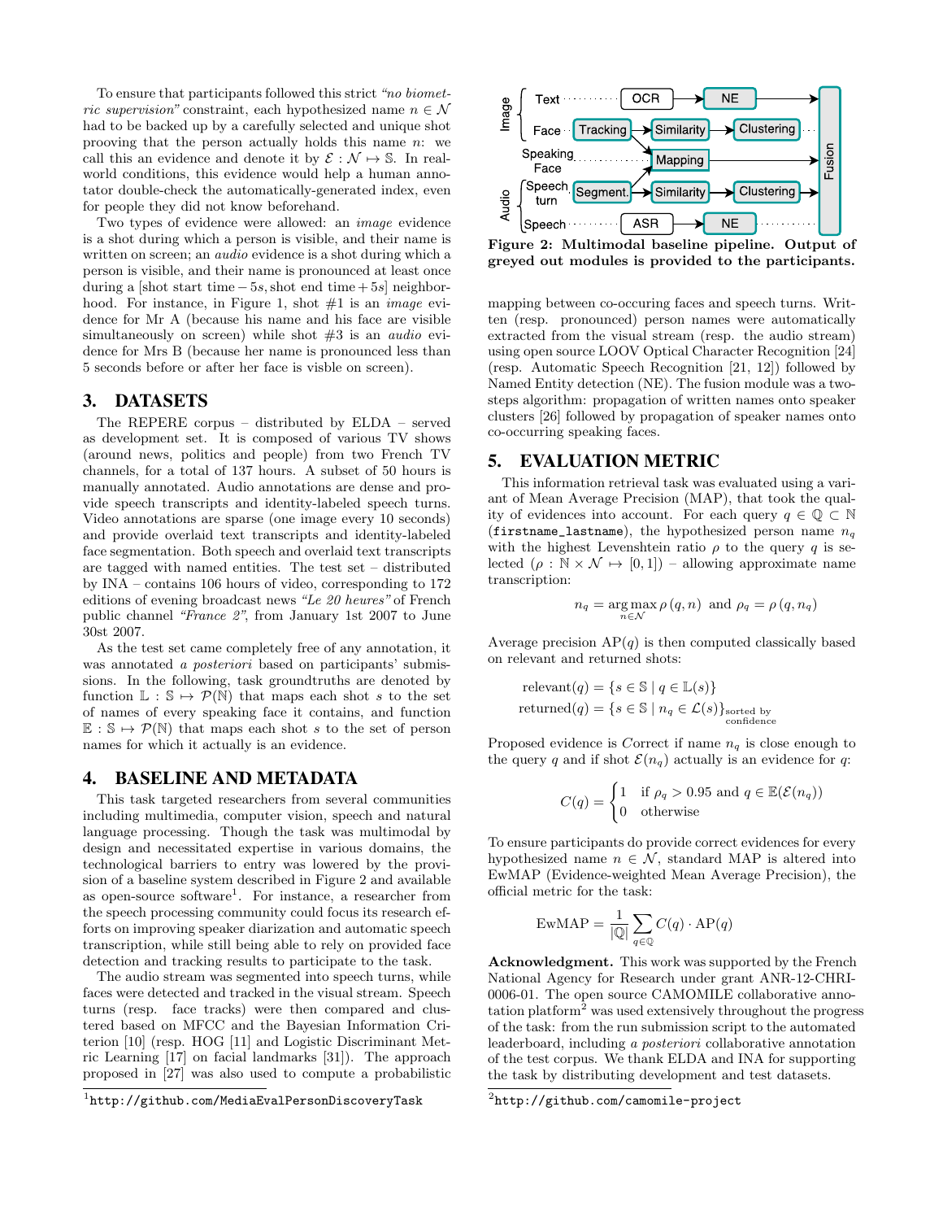To ensure that participants followed this strict *"no biometric supervision"* constraint, each hypothesized name $n \in \mathcal{N}$ had to be backed up by a carefully selected and unique shot prooving that the person actually holds this name $n$: we call this an evidence and denote it by $\mathcal{E} : \mathcal{N} \mapsto \mathbb{S}$. In real-world conditions, this evidence would help a human annotator double-check the automatically-generated index, even for people they did not know beforehand.

Two types of evidence were allowed: an *image* evidence is a shot during which a person is visible, and their name is written on screen; an *audio* evidence is a shot during which a person is visible, and their name is pronounced at least once during a [shot start time $- 5s$, shot end time $+ 5s$] neighborhood. For instance, in Figure 1, shot #1 is an *image* evidence for Mr A (because his name and his face are visible simultaneously on screen) while shot #3 is an *audio* evidence for Mrs B (because her name is pronounced less than 5 seconds before or after her face is visble on screen).

## 3. DATASETS

The REPERE corpus – distributed by ELDA – served as development set. It is composed of various TV shows (around news, politics and people) from two French TV channels, for a total of 137 hours. A subset of 50 hours is manually annotated. Audio annotations are dense and provide speech transcripts and identity-labeled speech turns. Video annotations are sparse (one image every 10 seconds) and provide overlaid text transcripts and identity-labeled face segmentation. Both speech and overlaid text transcripts are tagged with named entities. The test set – distributed by INA – contains 106 hours of video, corresponding to 172 editions of evening broadcast news *"Le 20 heures"* of French public channel *"France 2"*, from January 1st 2007 to June 30st 2007.

As the test set came completely free of any annotation, it was annotated *a posteriori* based on participants' submissions. In the following, task groundtruths are denoted by function $\mathbb{L} : \mathbb{S} \mapsto \mathcal{P}(\mathbb{N})$ that maps each shot $s$ to the set of names of every speaking face it contains, and function $\mathbb{E} : \mathbb{S} \mapsto \mathcal{P}(\mathbb{N})$ that maps each shot $s$ to the set of person names for which it actually is an evidence.

## 4. BASELINE AND METADATA

This task targeted researchers from several communities including multimedia, computer vision, speech and natural language processing. Though the task was multimodal by design and necessitated expertise in various domains, the technological barriers to entry was lowered by the provision of a baseline system described in Figure 2 and available as open-source software[1]. For instance, a researcher from the speech processing community could focus its research efforts on improving speaker diarization and automatic speech transcription, while still being able to rely on provided face detection and tracking results to participate to the task.

The audio stream was segmented into speech turns, while faces were detected and tracked in the visual stream. Speech turns (resp. face tracks) were then compared and clustered based on MFCC and the Bayesian Information Criterion [10] (resp. HOG [11] and Logistic Discriminant Metric Learning [17] on facial landmarks [31]). The approach proposed in [27] was also used to compute a probabilistic mapping between co-occuring faces and speech turns. Written (resp. pronounced) person names were automatically extracted from the visual stream (resp. the audio stream) using open source LOOV Optical Character Recognition [24] (resp. Automatic Speech Recognition [21, 12]) followed by Named Entity detection (NE). The fusion module was a two-steps algorithm: propagation of written names onto speaker clusters [26] followed by propagation of speaker names onto co-occurring speaking faces.

**Figure 2: Multimodal baseline pipeline. Output of greyed out modules is provided to the participants.**

## 5. EVALUATION METRIC

This information retrieval task was evaluated using a variant of Mean Average Precision (MAP), that took the quality of evidences into account. For each query $q \in \mathbb{Q} \subset \mathbb{N}$ (`firstname_lastname`), the hypothesized person name $n_q$ with the highest Levenshtein ratio $\rho$ to the query $q$ is selected ($\rho : \mathbb{N} \times \mathcal{N} \mapsto [0, 1]$) – allowing approximate name transcription:

$$n_q = \underset{n \in \mathcal{N}}{\arg\max}\, \rho(q, n) \;\text{ and }\; \rho_q = \rho(q, n_q)$$

Average precision AP$(q)$ is then computed classically based on relevant and returned shots:

$$\begin{aligned} \text{relevant}(q) &= \{s \in \mathbb{S} \mid q \in \mathbb{L}(s)\} \\ \text{returned}(q) &= \{s \in \mathbb{S} \mid n_q \in \mathcal{L}(s)\}_{\substack{\text{sorted by} \\ \text{confidence}}} \end{aligned}$$

Proposed evidence is $C$orrect if name $n_q$ is close enough to the query $q$ and if shot $\mathcal{E}(n_q)$ actually is an evidence for $q$:

$$C(q) = \begin{cases} 1 & \text{if } \rho_q > 0.95 \text{ and } q \in \mathbb{E}(\mathcal{E}(n_q)) \\ 0 & \text{otherwise} \end{cases}$$

To ensure participants do provide correct evidences for every hypothesized name $n \in \mathcal{N}$, standard MAP is altered into EwMAP (Evidence-weighted Mean Average Precision), the official metric for the task:

$$\text{EwMAP} = \frac{1}{|\mathbb{Q}|} \sum_{q \in \mathbb{Q}} C(q) \cdot \text{AP}(q)$$

**Acknowledgment.** This work was supported by the French National Agency for Research under grant ANR-12-CHRI-0006-01. The open source CAMOMILE collaborative annotation platform[2] was used extensively throughout the progress of the task: from the run submission script to the automated leaderboard, including *a posteriori* collaborative annotation of the test corpus. We thank ELDA and INA for supporting the task by distributing development and test datasets.

[1] http://github.com/MediaEvalPersonDiscoveryTask

[2] http://github.com/camomile-project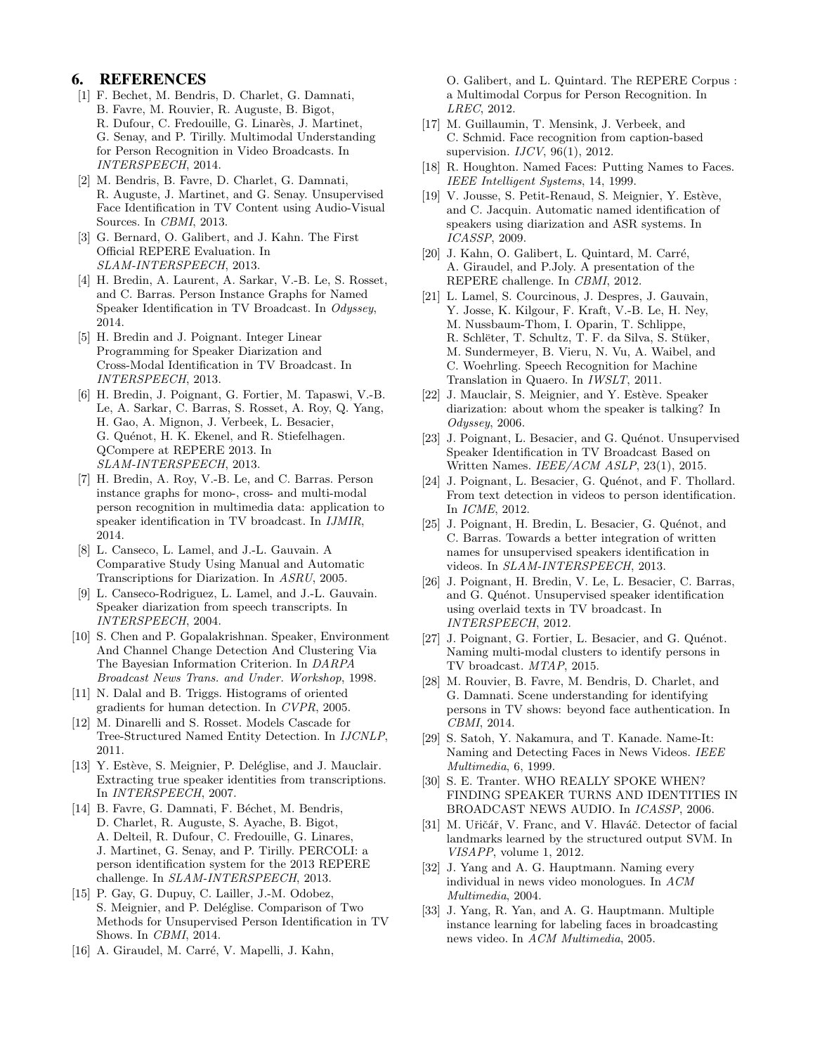# 6. REFERENCES

[1] F. Bechet, M. Bendris, D. Charlet, G. Damnati, B. Favre, M. Rouvier, R. Auguste, B. Bigot, R. Dufour, C. Fredouille, G. Linarès, J. Martinet, G. Senay, and P. Tirilly. Multimodal Understanding for Person Recognition in Video Broadcasts. In *INTERSPEECH*, 2014.

[2] M. Bendris, B. Favre, D. Charlet, G. Damnati, R. Auguste, J. Martinet, and G. Senay. Unsupervised Face Identification in TV Content using Audio-Visual Sources. In *CBMI*, 2013.

[3] G. Bernard, O. Galibert, and J. Kahn. The First Official REPERE Evaluation. In *SLAM-INTERSPEECH*, 2013.

[4] H. Bredin, A. Laurent, A. Sarkar, V.-B. Le, S. Rosset, and C. Barras. Person Instance Graphs for Named Speaker Identification in TV Broadcast. In *Odyssey*, 2014.

[5] H. Bredin and J. Poignant. Integer Linear Programming for Speaker Diarization and Cross-Modal Identification in TV Broadcast. In *INTERSPEECH*, 2013.

[6] H. Bredin, J. Poignant, G. Fortier, M. Tapaswi, V.-B. Le, A. Sarkar, C. Barras, S. Rosset, A. Roy, Q. Yang, H. Gao, A. Mignon, J. Verbeek, L. Besacier, G. Quénot, H. K. Ekenel, and R. Stiefelhagen. QCompere at REPERE 2013. In *SLAM-INTERSPEECH*, 2013.

[7] H. Bredin, A. Roy, V.-B. Le, and C. Barras. Person instance graphs for mono-, cross- and multi-modal person recognition in multimedia data: application to speaker identification in TV broadcast. In *IJMIR*, 2014.

[8] L. Canseco, L. Lamel, and J.-L. Gauvain. A Comparative Study Using Manual and Automatic Transcriptions for Diarization. In *ASRU*, 2005.

[9] L. Canseco-Rodriguez, L. Lamel, and J.-L. Gauvain. Speaker diarization from speech transcripts. In *INTERSPEECH*, 2004.

[10] S. Chen and P. Gopalakrishnan. Speaker, Environment And Channel Change Detection And Clustering Via The Bayesian Information Criterion. In *DARPA Broadcast News Trans. and Under. Workshop*, 1998.

[11] N. Dalal and B. Triggs. Histograms of oriented gradients for human detection. In *CVPR*, 2005.

[12] M. Dinarelli and S. Rosset. Models Cascade for Tree-Structured Named Entity Detection. In *IJCNLP*, 2011.

[13] Y. Estève, S. Meignier, P. Deléglise, and J. Mauclair. Extracting true speaker identities from transcriptions. In *INTERSPEECH*, 2007.

[14] B. Favre, G. Damnati, F. Béchet, M. Bendris, D. Charlet, R. Auguste, S. Ayache, B. Bigot, A. Delteil, R. Dufour, C. Fredouille, G. Linares, J. Martinet, G. Senay, and P. Tirilly. PERCOLI: a person identification system for the 2013 REPERE challenge. In *SLAM-INTERSPEECH*, 2013.

[15] P. Gay, G. Dupuy, C. Lailler, J.-M. Odobez, S. Meignier, and P. Deléglise. Comparison of Two Methods for Unsupervised Person Identification in TV Shows. In *CBMI*, 2014.

[16] A. Giraudel, M. Carré, V. Mapelli, J. Kahn, O. Galibert, and L. Quintard. The REPERE Corpus : a Multimodal Corpus for Person Recognition. In *LREC*, 2012.

[17] M. Guillaumin, T. Mensink, J. Verbeek, and C. Schmid. Face recognition from caption-based supervision. *IJCV*, 96(1), 2012.

[18] R. Houghton. Named Faces: Putting Names to Faces. *IEEE Intelligent Systems*, 14, 1999.

[19] V. Jousse, S. Petit-Renaud, S. Meignier, Y. Estève, and C. Jacquin. Automatic named identification of speakers using diarization and ASR systems. In *ICASSP*, 2009.

[20] J. Kahn, O. Galibert, L. Quintard, M. Carré, A. Giraudel, and P.Joly. A presentation of the REPERE challenge. In *CBMI*, 2012.

[21] L. Lamel, S. Courcinous, J. Despres, J. Gauvain, Y. Josse, K. Kilgour, F. Kraft, V.-B. Le, H. Ney, M. Nussbaum-Thom, I. Oparin, T. Schlippe, R. Schlëter, T. Schultz, T. F. da Silva, S. Stüker, M. Sundermeyer, B. Vieru, N. Vu, A. Waibel, and C. Woehrling. Speech Recognition for Machine Translation in Quaero. In *IWSLT*, 2011.

[22] J. Mauclair, S. Meignier, and Y. Estève. Speaker diarization: about whom the speaker is talking? In *Odyssey*, 2006.

[23] J. Poignant, L. Besacier, and G. Quénot. Unsupervised Speaker Identification in TV Broadcast Based on Written Names. *IEEE/ACM ASLP*, 23(1), 2015.

[24] J. Poignant, L. Besacier, G. Quénot, and F. Thollard. From text detection in videos to person identification. In *ICME*, 2012.

[25] J. Poignant, H. Bredin, L. Besacier, G. Quénot, and C. Barras. Towards a better integration of written names for unsupervised speakers identification in videos. In *SLAM-INTERSPEECH*, 2013.

[26] J. Poignant, H. Bredin, V. Le, L. Besacier, C. Barras, and G. Quénot. Unsupervised speaker identification using overlaid texts in TV broadcast. In *INTERSPEECH*, 2012.

[27] J. Poignant, G. Fortier, L. Besacier, and G. Quénot. Naming multi-modal clusters to identify persons in TV broadcast. *MTAP*, 2015.

[28] M. Rouvier, B. Favre, M. Bendris, D. Charlet, and G. Damnati. Scene understanding for identifying persons in TV shows: beyond face authentication. In *CBMI*, 2014.

[29] S. Satoh, Y. Nakamura, and T. Kanade. Name-It: Naming and Detecting Faces in News Videos. *IEEE Multimedia*, 6, 1999.

[30] S. E. Tranter. WHO REALLY SPOKE WHEN? FINDING SPEAKER TURNS AND IDENTITIES IN BROADCAST NEWS AUDIO. In *ICASSP*, 2006.

[31] M. Uřičář, V. Franc, and V. Hlaváč. Detector of facial landmarks learned by the structured output SVM. In *VISAPP*, volume 1, 2012.

[32] J. Yang and A. G. Hauptmann. Naming every individual in news video monologues. In *ACM Multimedia*, 2004.

[33] J. Yang, R. Yan, and A. G. Hauptmann. Multiple instance learning for labeling faces in broadcasting news video. In *ACM Multimedia*, 2005.